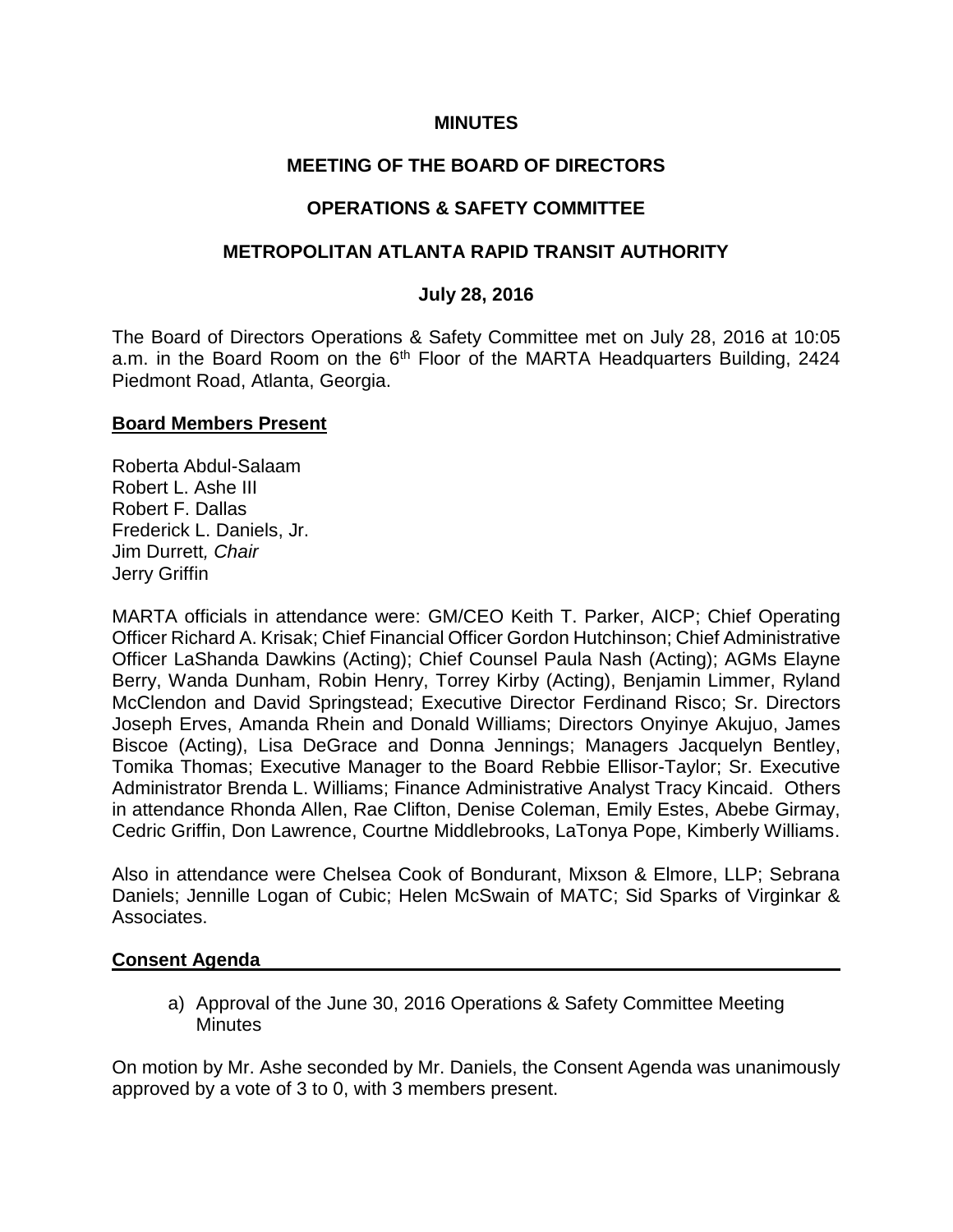**MINUTES**

**MEETING OF THE BOARD OF DIRECTORS**

**OPERATIONS & SAFETY COMMITTEE**

**METROPOLITAN ATLANTA RAPID TRANSIT AUTHORITY**

**July 28, 2016**

The Board of Directors Operations & Safety Committee met on July 28, 2016 at 10:05 a.m. in the Board Room on the 6th Floor of the MARTA Headquarters Building, 2424 Piedmont Road, Atlanta, Georgia.

**Board Members Present**

Roberta Abdul-Salaam
Robert L. Ashe III
Robert F. Dallas
Frederick L. Daniels, Jr.
Jim Durrett*, Chair*
Jerry Griffin

MARTA officials in attendance were: GM/CEO Keith T. Parker, AICP; Chief Operating Officer Richard A. Krisak; Chief Financial Officer Gordon Hutchinson; Chief Administrative Officer LaShanda Dawkins (Acting); Chief Counsel Paula Nash (Acting); AGMs Elayne Berry, Wanda Dunham, Robin Henry, Torrey Kirby (Acting), Benjamin Limmer, Ryland McClendon and David Springstead; Executive Director Ferdinand Risco; Sr. Directors Joseph Erves, Amanda Rhein and Donald Williams; Directors Onyinye Akujuo, James Biscoe (Acting), Lisa DeGrace and Donna Jennings; Managers Jacquelyn Bentley, Tomika Thomas; Executive Manager to the Board Rebbie Ellisor-Taylor; Sr. Executive Administrator Brenda L. Williams; Finance Administrative Analyst Tracy Kincaid. Others in attendance Rhonda Allen, Rae Clifton, Denise Coleman, Emily Estes, Abebe Girmay, Cedric Griffin, Don Lawrence, Courtne Middlebrooks, LaTonya Pope, Kimberly Williams.

Also in attendance were Chelsea Cook of Bondurant, Mixson & Elmore, LLP; Sebrana Daniels; Jennille Logan of Cubic; Helen McSwain of MATC; Sid Sparks of Virginkar & Associates.

**Consent Agenda**

a) Approval of the June 30, 2016 Operations & Safety Committee Meeting Minutes

On motion by Mr. Ashe seconded by Mr. Daniels, the Consent Agenda was unanimously approved by a vote of 3 to 0, with 3 members present.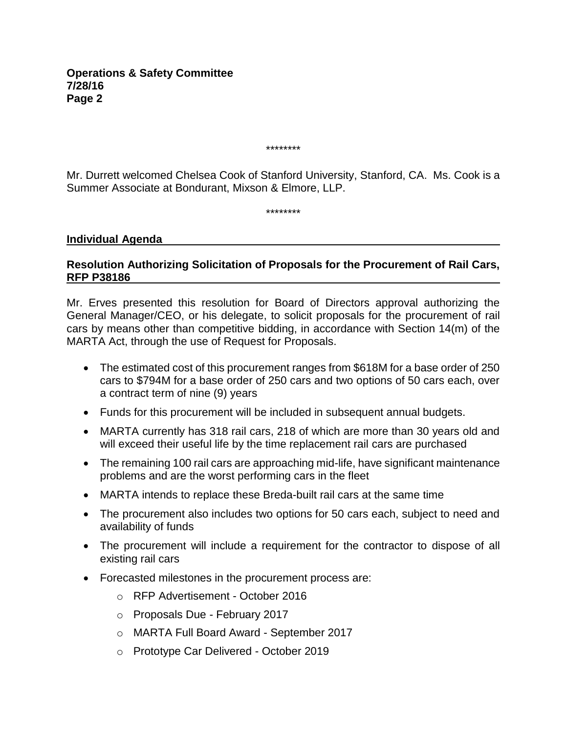\*\*\*\*\*\*\*\*

Mr. Durrett welcomed Chelsea Cook of Stanford University, Stanford, CA. Ms. Cook is a Summer Associate at Bondurant, Mixson & Elmore, LLP.

\*\*\*\*\*\*\*\*

## Individual Agenda

### Resolution Authorizing Solicitation of Proposals for the Procurement of Rail Cars, RFP P38186

Mr. Erves presented this resolution for Board of Directors approval authorizing the General Manager/CEO, or his delegate, to solicit proposals for the procurement of rail cars by means other than competitive bidding, in accordance with Section 14(m) of the MARTA Act, through the use of Request for Proposals.

- The estimated cost of this procurement ranges from $618M for a base order of 250 cars to $794M for a base order of 250 cars and two options of 50 cars each, over a contract term of nine (9) years
- Funds for this procurement will be included in subsequent annual budgets.
- MARTA currently has 318 rail cars, 218 of which are more than 30 years old and will exceed their useful life by the time replacement rail cars are purchased
- The remaining 100 rail cars are approaching mid-life, have significant maintenance problems and are the worst performing cars in the fleet
- MARTA intends to replace these Breda-built rail cars at the same time
- The procurement also includes two options for 50 cars each, subject to need and availability of funds
- The procurement will include a requirement for the contractor to dispose of all existing rail cars
- Forecasted milestones in the procurement process are:
  - RFP Advertisement - October 2016
  - Proposals Due - February 2017
  - MARTA Full Board Award - September 2017
  - Prototype Car Delivered - October 2019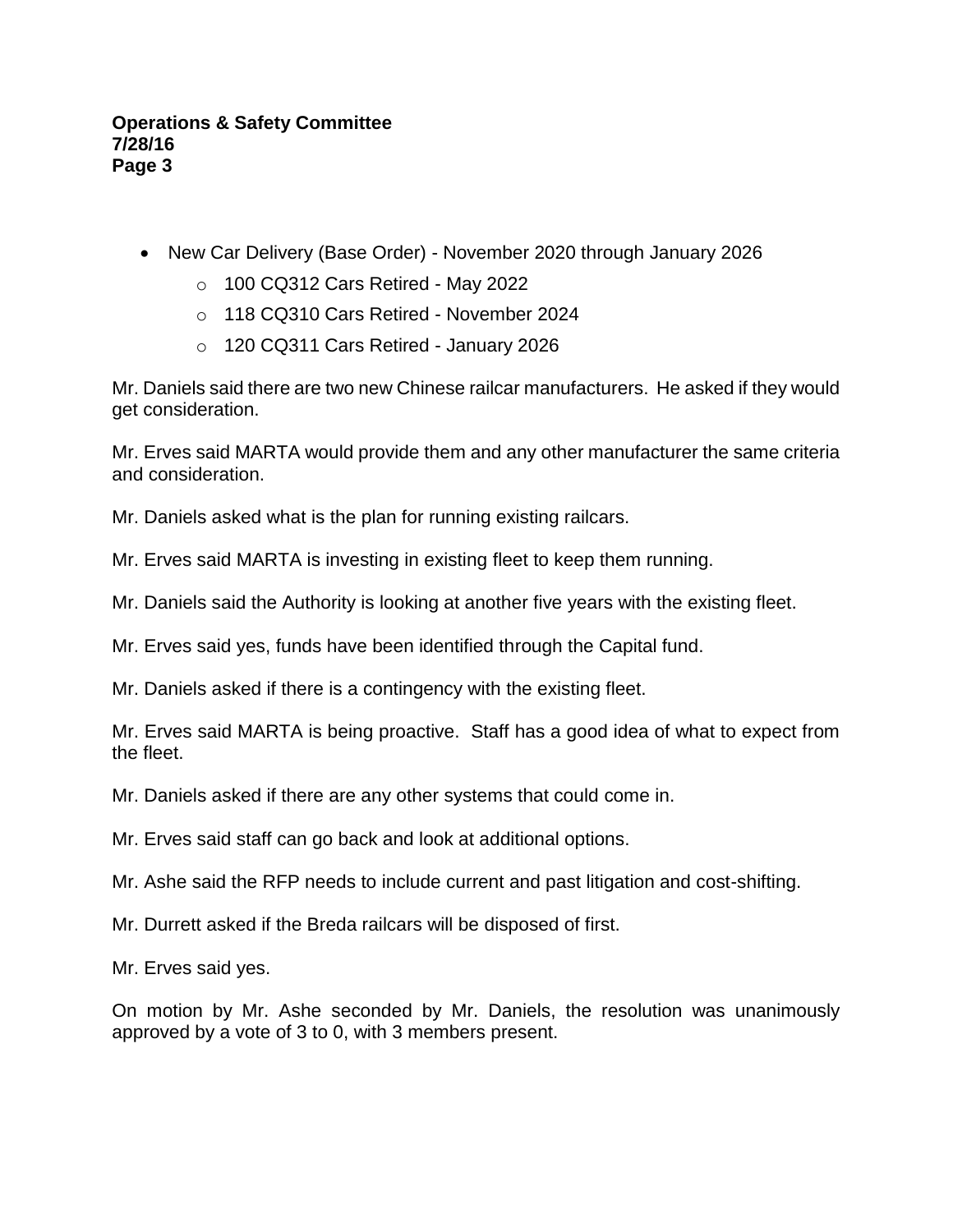- New Car Delivery (Base Order) - November 2020 through January 2026
  - 100 CQ312 Cars Retired - May 2022
  - 118 CQ310 Cars Retired - November 2024
  - 120 CQ311 Cars Retired - January 2026

Mr. Daniels said there are two new Chinese railcar manufacturers. He asked if they would get consideration.

Mr. Erves said MARTA would provide them and any other manufacturer the same criteria and consideration.

Mr. Daniels asked what is the plan for running existing railcars.

Mr. Erves said MARTA is investing in existing fleet to keep them running.

Mr. Daniels said the Authority is looking at another five years with the existing fleet.

Mr. Erves said yes, funds have been identified through the Capital fund.

Mr. Daniels asked if there is a contingency with the existing fleet.

Mr. Erves said MARTA is being proactive. Staff has a good idea of what to expect from the fleet.

Mr. Daniels asked if there are any other systems that could come in.

Mr. Erves said staff can go back and look at additional options.

Mr. Ashe said the RFP needs to include current and past litigation and cost-shifting.

Mr. Durrett asked if the Breda railcars will be disposed of first.

Mr. Erves said yes.

On motion by Mr. Ashe seconded by Mr. Daniels, the resolution was unanimously approved by a vote of 3 to 0, with 3 members present.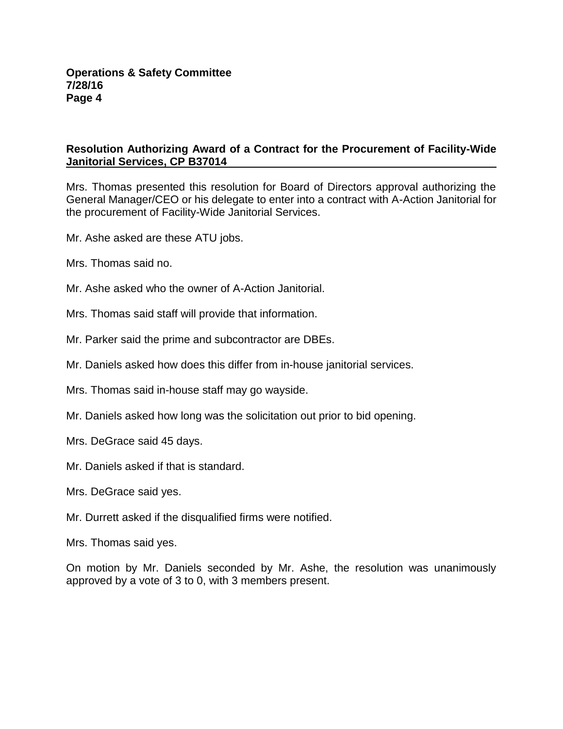**Resolution Authorizing Award of a Contract for the Procurement of Facility-Wide Janitorial Services, CP B37014**

Mrs. Thomas presented this resolution for Board of Directors approval authorizing the General Manager/CEO or his delegate to enter into a contract with A-Action Janitorial for the procurement of Facility-Wide Janitorial Services.

Mr. Ashe asked are these ATU jobs.

Mrs. Thomas said no.

Mr. Ashe asked who the owner of A-Action Janitorial.

Mrs. Thomas said staff will provide that information.

Mr. Parker said the prime and subcontractor are DBEs.

Mr. Daniels asked how does this differ from in-house janitorial services.

Mrs. Thomas said in-house staff may go wayside.

Mr. Daniels asked how long was the solicitation out prior to bid opening.

Mrs. DeGrace said 45 days.

Mr. Daniels asked if that is standard.

Mrs. DeGrace said yes.

Mr. Durrett asked if the disqualified firms were notified.

Mrs. Thomas said yes.

On motion by Mr. Daniels seconded by Mr. Ashe, the resolution was unanimously approved by a vote of 3 to 0, with 3 members present.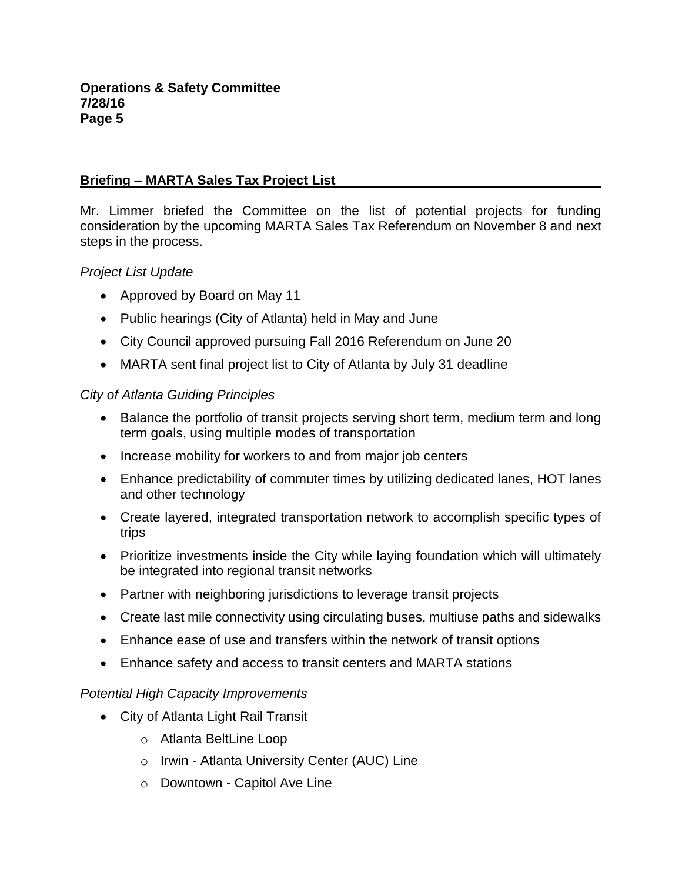## Briefing – MARTA Sales Tax Project List

Mr. Limmer briefed the Committee on the list of potential projects for funding consideration by the upcoming MARTA Sales Tax Referendum on November 8 and next steps in the process.

*Project List Update*

- Approved by Board on May 11
- Public hearings (City of Atlanta) held in May and June
- City Council approved pursuing Fall 2016 Referendum on June 20
- MARTA sent final project list to City of Atlanta by July 31 deadline

*City of Atlanta Guiding Principles*

- Balance the portfolio of transit projects serving short term, medium term and long term goals, using multiple modes of transportation
- Increase mobility for workers to and from major job centers
- Enhance predictability of commuter times by utilizing dedicated lanes, HOT lanes and other technology
- Create layered, integrated transportation network to accomplish specific types of trips
- Prioritize investments inside the City while laying foundation which will ultimately be integrated into regional transit networks
- Partner with neighboring jurisdictions to leverage transit projects
- Create last mile connectivity using circulating buses, multiuse paths and sidewalks
- Enhance ease of use and transfers within the network of transit options
- Enhance safety and access to transit centers and MARTA stations

*Potential High Capacity Improvements*

- City of Atlanta Light Rail Transit
  - Atlanta BeltLine Loop
  - Irwin - Atlanta University Center (AUC) Line
  - Downtown - Capitol Ave Line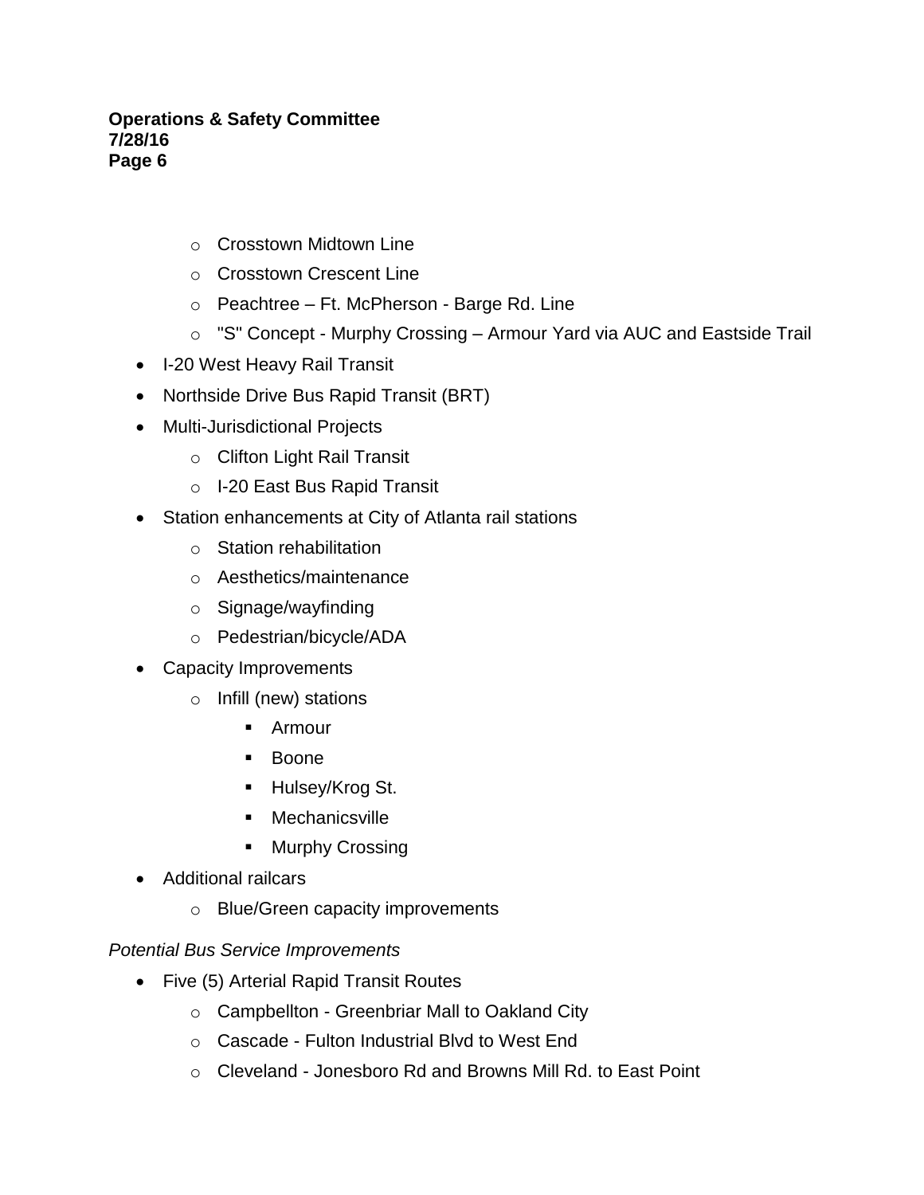- Crosstown Midtown Line
  - Crosstown Crescent Line
  - Peachtree – Ft. McPherson - Barge Rd. Line
  - "S" Concept - Murphy Crossing – Armour Yard via AUC and Eastside Trail
- I-20 West Heavy Rail Transit
- Northside Drive Bus Rapid Transit (BRT)
- Multi-Jurisdictional Projects
  - Clifton Light Rail Transit
  - I-20 East Bus Rapid Transit
- Station enhancements at City of Atlanta rail stations
  - Station rehabilitation
  - Aesthetics/maintenance
  - Signage/wayfinding
  - Pedestrian/bicycle/ADA
- Capacity Improvements
  - Infill (new) stations
    - Armour
    - Boone
    - Hulsey/Krog St.
    - Mechanicsville
    - Murphy Crossing
- Additional railcars
  - Blue/Green capacity improvements

*Potential Bus Service Improvements*

- Five (5) Arterial Rapid Transit Routes
  - Campbellton - Greenbriar Mall to Oakland City
  - Cascade - Fulton Industrial Blvd to West End
  - Cleveland - Jonesboro Rd and Browns Mill Rd. to East Point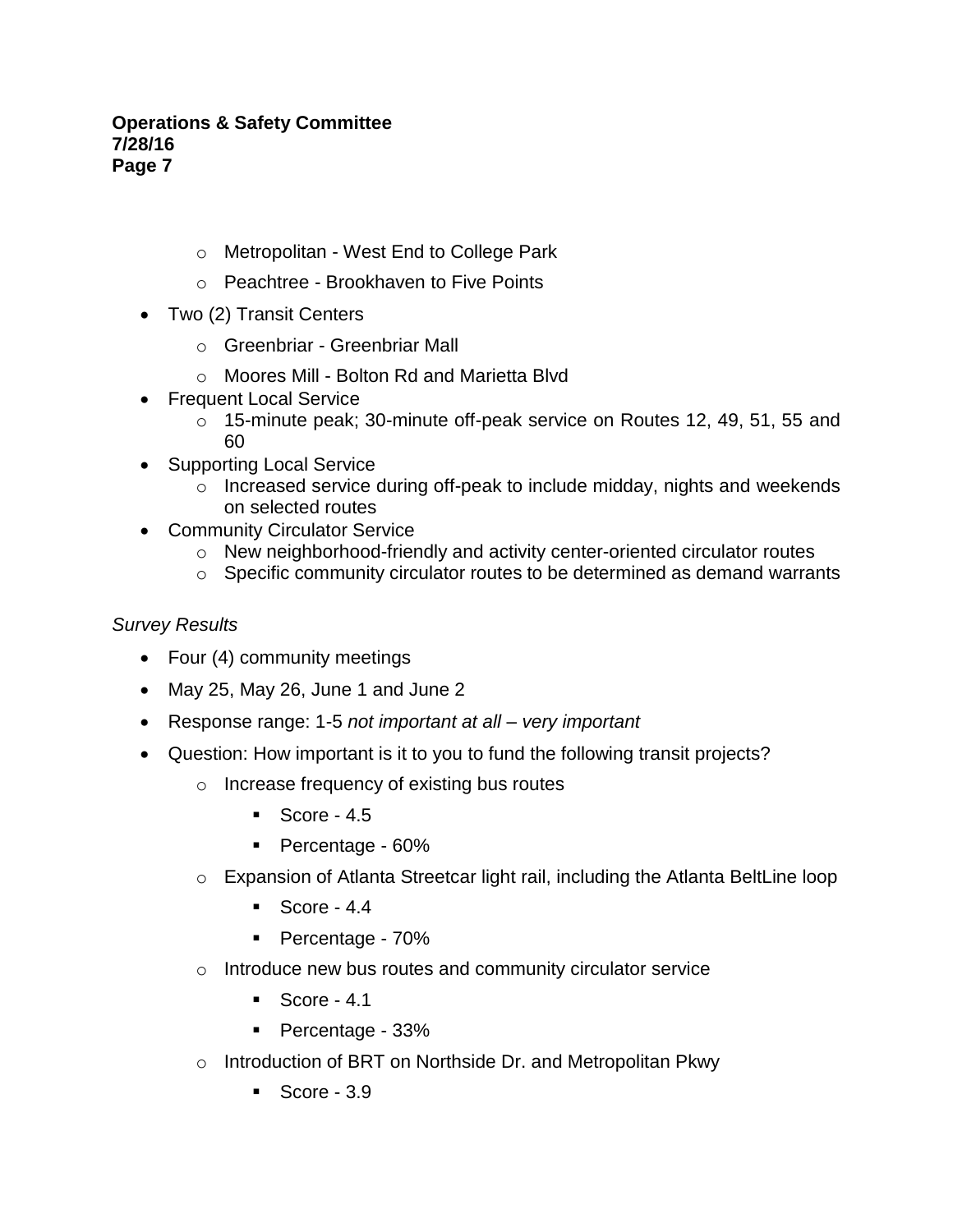- Metropolitan - West End to College Park
  - Peachtree - Brookhaven to Five Points
- Two (2) Transit Centers
  - Greenbriar - Greenbriar Mall
  - Moores Mill - Bolton Rd and Marietta Blvd
- Frequent Local Service
  - 15-minute peak; 30-minute off-peak service on Routes 12, 49, 51, 55 and 60
- Supporting Local Service
  - Increased service during off-peak to include midday, nights and weekends on selected routes
- Community Circulator Service
  - New neighborhood-friendly and activity center-oriented circulator routes
  - Specific community circulator routes to be determined as demand warrants

*Survey Results*

- Four (4) community meetings
- May 25, May 26, June 1 and June 2
- Response range: 1-5 *not important at all – very important*
- Question: How important is it to you to fund the following transit projects?
  - Increase frequency of existing bus routes
    - Score - 4.5
    - Percentage - 60%
  - Expansion of Atlanta Streetcar light rail, including the Atlanta BeltLine loop
    - Score - 4.4
    - Percentage - 70%
  - Introduce new bus routes and community circulator service
    - Score - 4.1
    - Percentage - 33%
  - Introduction of BRT on Northside Dr. and Metropolitan Pkwy
    - Score - 3.9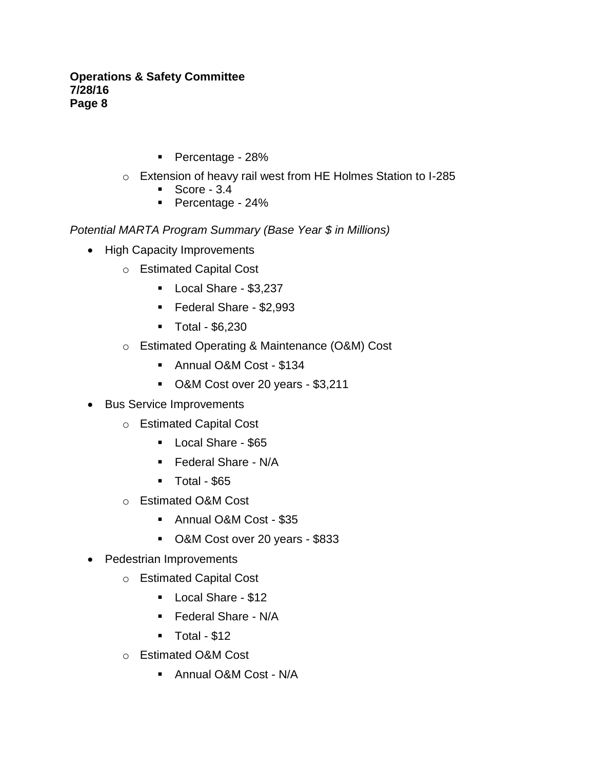- Percentage - 28%
    - Extension of heavy rail west from HE Holmes Station to I-285
        - Score - 3.4
        - Percentage - 24%

*Potential MARTA Program Summary (Base Year $ in Millions)*

- High Capacity Improvements
    - Estimated Capital Cost
        - Local Share - $3,237
        - Federal Share - $2,993
        - Total - $6,230
    - Estimated Operating & Maintenance (O&M) Cost
        - Annual O&M Cost - $134
        - O&M Cost over 20 years - $3,211
- Bus Service Improvements
    - Estimated Capital Cost
        - Local Share - $65
        - Federal Share - N/A
        - Total - $65
    - Estimated O&M Cost
        - Annual O&M Cost - $35
        - O&M Cost over 20 years - $833
- Pedestrian Improvements
    - Estimated Capital Cost
        - Local Share - $12
        - Federal Share - N/A
        - Total - $12
    - Estimated O&M Cost
        - Annual O&M Cost - N/A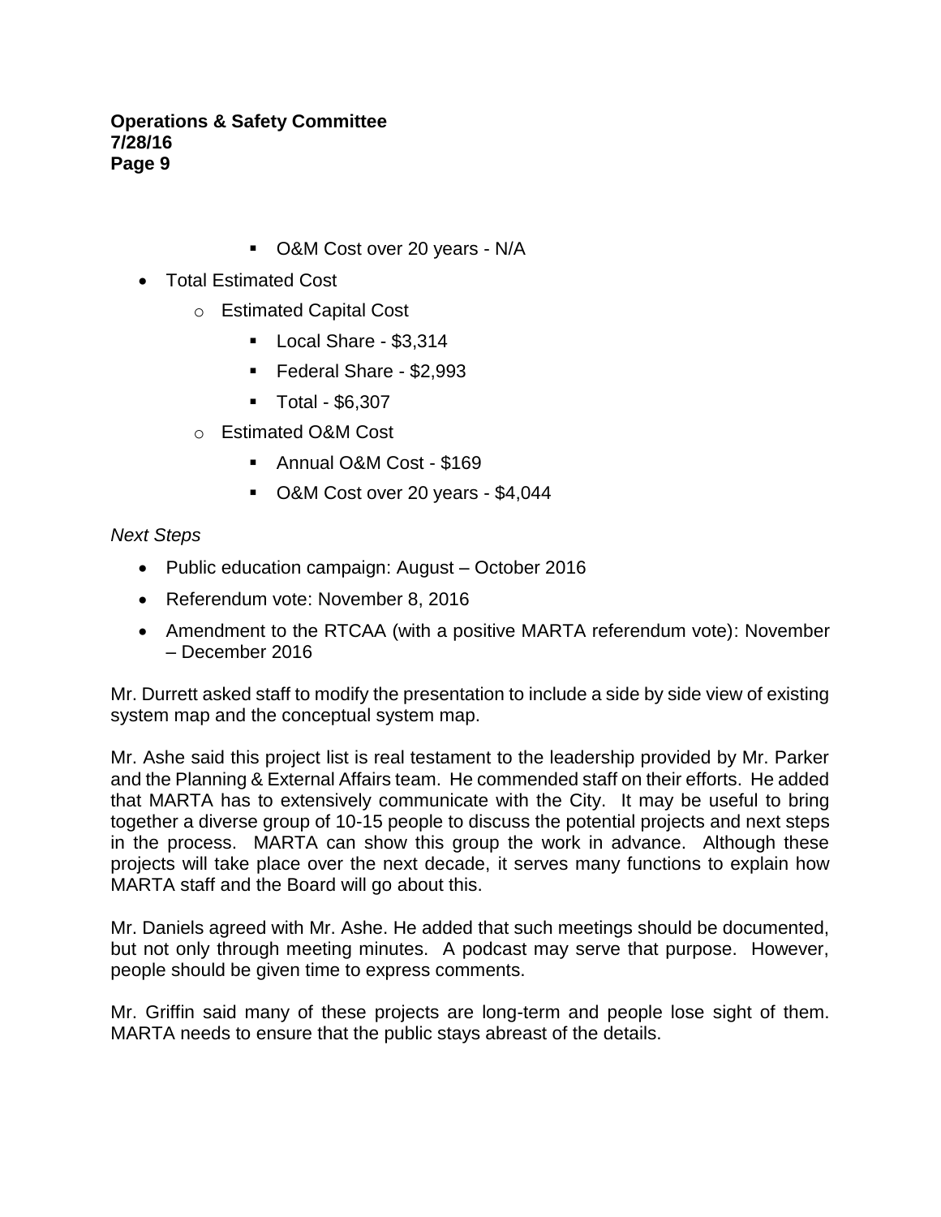- O&M Cost over 20 years - N/A

- Total Estimated Cost
    - Estimated Capital Cost
        - Local Share - $3,314
        - Federal Share - $2,993
        - Total - $6,307
    - Estimated O&M Cost
        - Annual O&M Cost - $169
        - O&M Cost over 20 years - $4,044

*Next Steps*

- Public education campaign: August – October 2016
- Referendum vote: November 8, 2016
- Amendment to the RTCAA (with a positive MARTA referendum vote): November – December 2016

Mr. Durrett asked staff to modify the presentation to include a side by side view of existing system map and the conceptual system map.

Mr. Ashe said this project list is real testament to the leadership provided by Mr. Parker and the Planning & External Affairs team. He commended staff on their efforts. He added that MARTA has to extensively communicate with the City. It may be useful to bring together a diverse group of 10-15 people to discuss the potential projects and next steps in the process. MARTA can show this group the work in advance. Although these projects will take place over the next decade, it serves many functions to explain how MARTA staff and the Board will go about this.

Mr. Daniels agreed with Mr. Ashe. He added that such meetings should be documented, but not only through meeting minutes. A podcast may serve that purpose. However, people should be given time to express comments.

Mr. Griffin said many of these projects are long-term and people lose sight of them. MARTA needs to ensure that the public stays abreast of the details.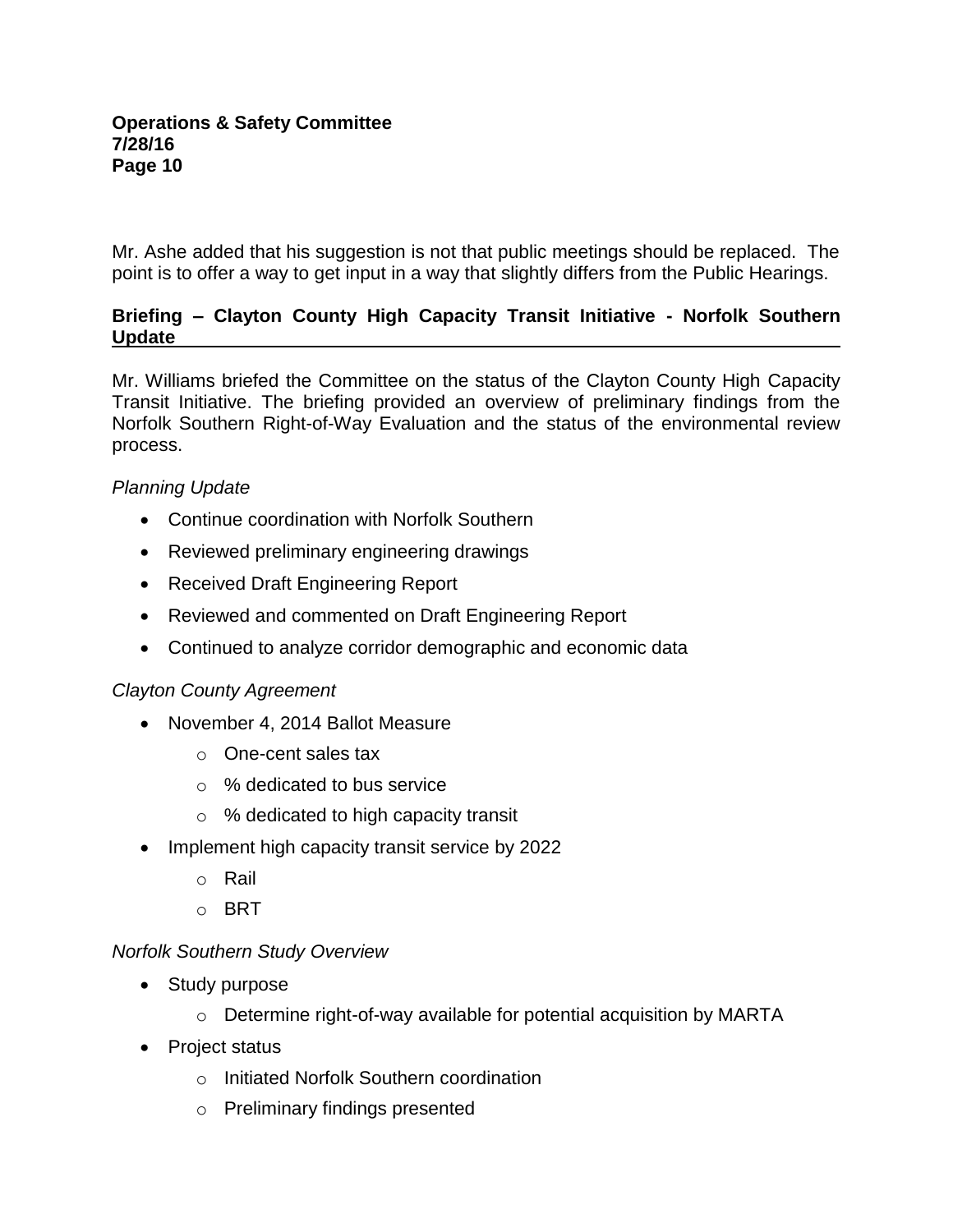Mr. Ashe added that his suggestion is not that public meetings should be replaced. The point is to offer a way to get input in a way that slightly differs from the Public Hearings.

**Briefing – Clayton County High Capacity Transit Initiative - Norfolk Southern Update**

Mr. Williams briefed the Committee on the status of the Clayton County High Capacity Transit Initiative. The briefing provided an overview of preliminary findings from the Norfolk Southern Right-of-Way Evaluation and the status of the environmental review process.

*Planning Update*

- Continue coordination with Norfolk Southern
- Reviewed preliminary engineering drawings
- Received Draft Engineering Report
- Reviewed and commented on Draft Engineering Report
- Continued to analyze corridor demographic and economic data

*Clayton County Agreement*

- November 4, 2014 Ballot Measure
  - One-cent sales tax
  - % dedicated to bus service
  - % dedicated to high capacity transit
- Implement high capacity transit service by 2022
  - Rail
  - BRT

*Norfolk Southern Study Overview*

- Study purpose
  - Determine right-of-way available for potential acquisition by MARTA
- Project status
  - Initiated Norfolk Southern coordination
  - Preliminary findings presented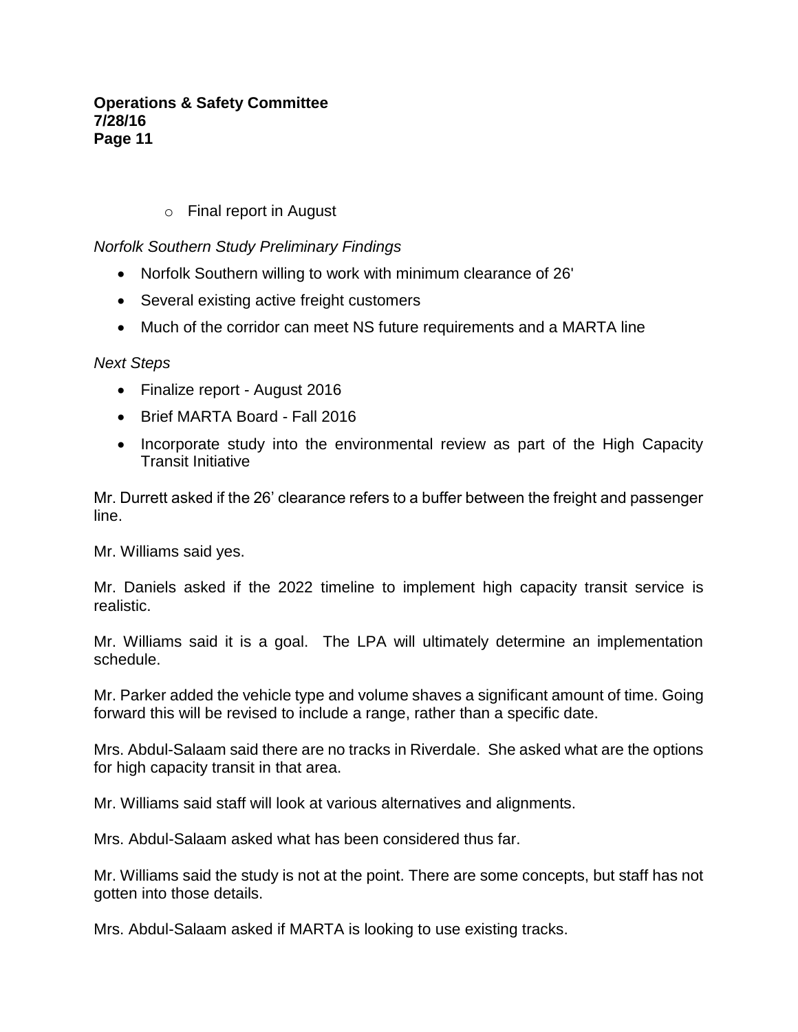- Final report in August

*Norfolk Southern Study Preliminary Findings*

- Norfolk Southern willing to work with minimum clearance of 26'
- Several existing active freight customers
- Much of the corridor can meet NS future requirements and a MARTA line

*Next Steps*

- Finalize report - August 2016
- Brief MARTA Board - Fall 2016
- Incorporate study into the environmental review as part of the High Capacity Transit Initiative

Mr. Durrett asked if the 26' clearance refers to a buffer between the freight and passenger line.

Mr. Williams said yes.

Mr. Daniels asked if the 2022 timeline to implement high capacity transit service is realistic.

Mr. Williams said it is a goal. The LPA will ultimately determine an implementation schedule.

Mr. Parker added the vehicle type and volume shaves a significant amount of time. Going forward this will be revised to include a range, rather than a specific date.

Mrs. Abdul-Salaam said there are no tracks in Riverdale. She asked what are the options for high capacity transit in that area.

Mr. Williams said staff will look at various alternatives and alignments.

Mrs. Abdul-Salaam asked what has been considered thus far.

Mr. Williams said the study is not at the point. There are some concepts, but staff has not gotten into those details.

Mrs. Abdul-Salaam asked if MARTA is looking to use existing tracks.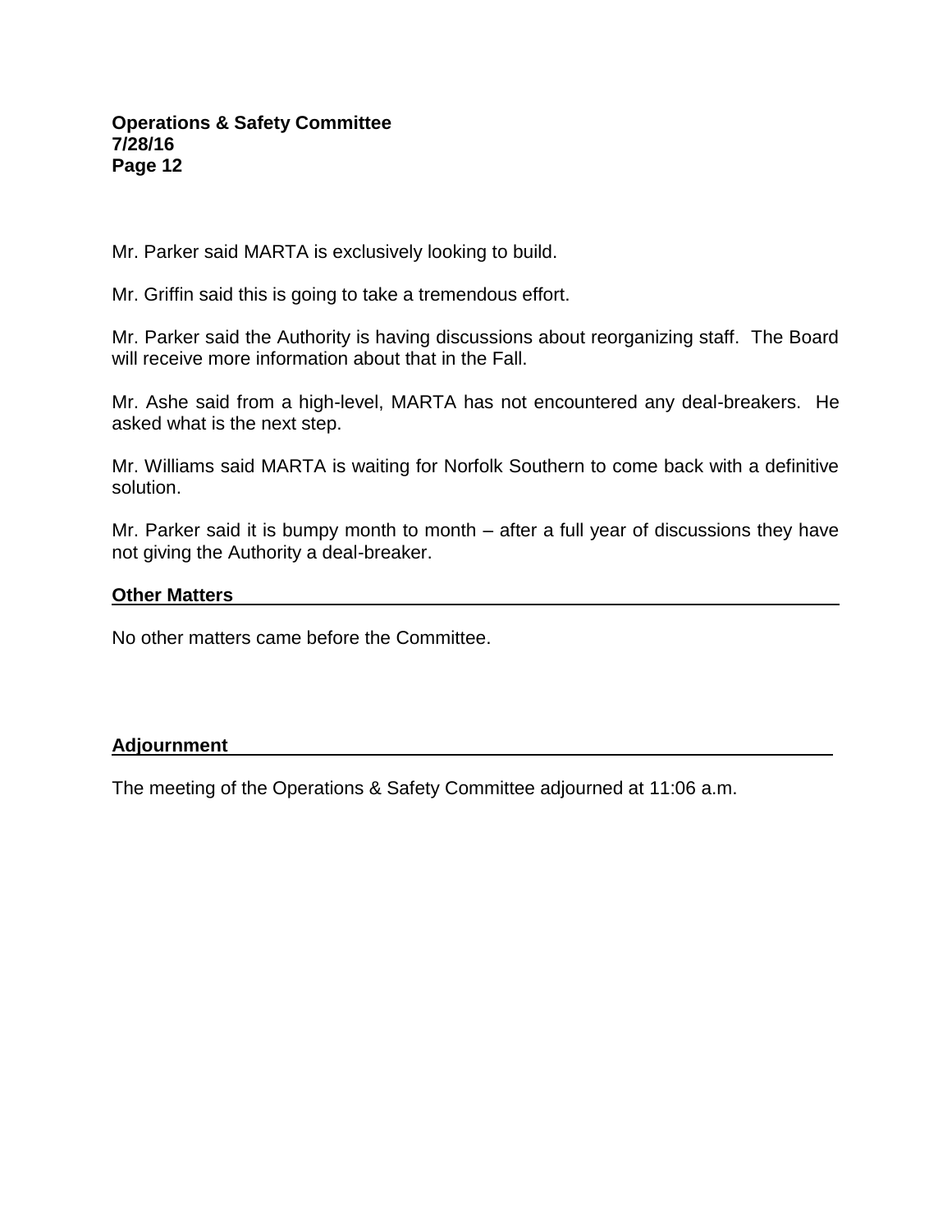Mr. Parker said MARTA is exclusively looking to build.

Mr. Griffin said this is going to take a tremendous effort.

Mr. Parker said the Authority is having discussions about reorganizing staff. The Board will receive more information about that in the Fall.

Mr. Ashe said from a high-level, MARTA has not encountered any deal-breakers. He asked what is the next step.

Mr. Williams said MARTA is waiting for Norfolk Southern to come back with a definitive solution.

Mr. Parker said it is bumpy month to month – after a full year of discussions they have not giving the Authority a deal-breaker.

## Other Matters

No other matters came before the Committee.

## Adjournment

The meeting of the Operations & Safety Committee adjourned at 11:06 a.m.